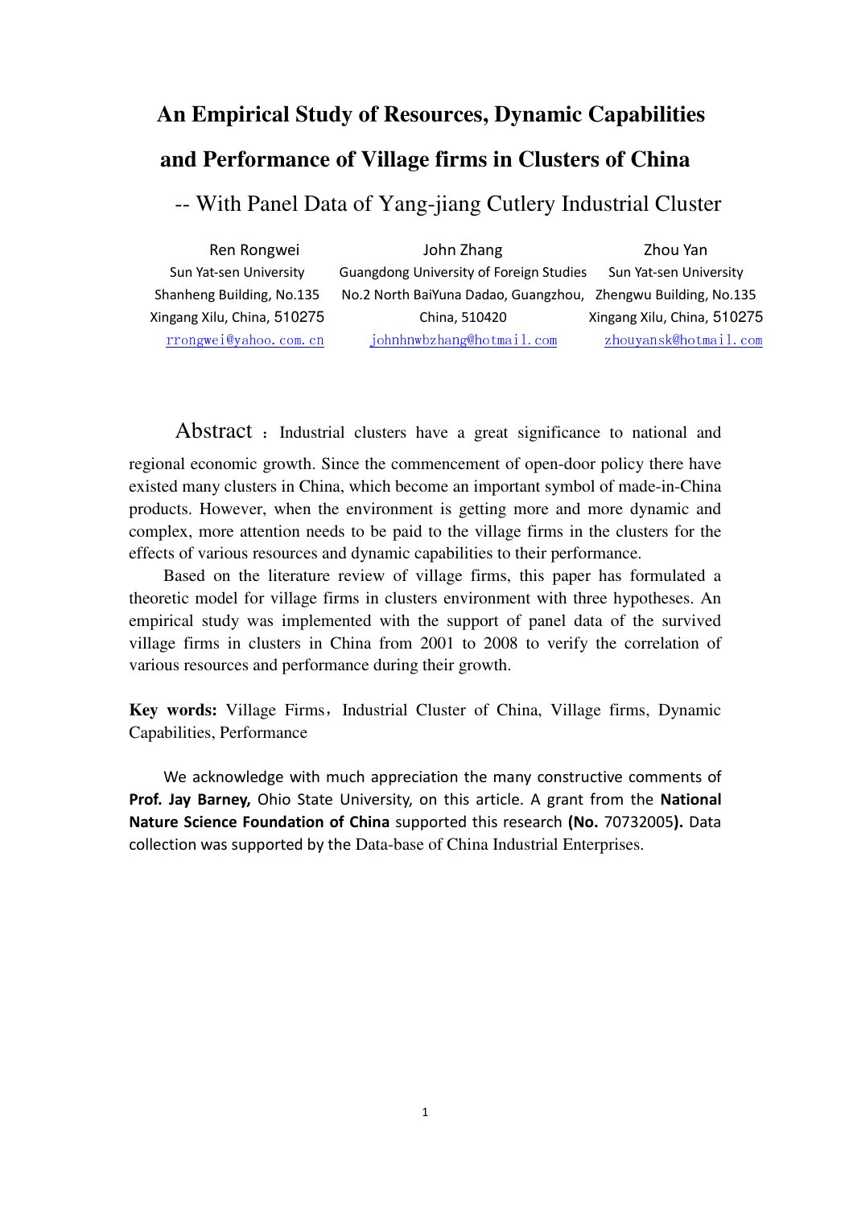# An Empirical Study of Resources, Dynamic Capabilities and Performance of Village firms in Clusters of China

## -- With Panel Data of Yang-jiang Cutlery Industrial Cluster

Ren Rongwei
Sun Yat-sen University
Shanheng Building, No.135
Xingang Xilu, China, 510275
rrongwei@yahoo.com.cn

John Zhang
Guangdong University of Foreign Studies
No.2 North BaiYuna Dadao, Guangzhou,
China, 510420
johnhnwbzhang@hotmail.com

Zhou Yan
Sun Yat-sen University
Zhengwu Building, No.135
Xingang Xilu, China, 510275
zhouyansk@hotmail.com

Abstract ：Industrial clusters have a great significance to national and regional economic growth. Since the commencement of open-door policy there have existed many clusters in China, which become an important symbol of made-in-China products. However, when the environment is getting more and more dynamic and complex, more attention needs to be paid to the village firms in the clusters for the effects of various resources and dynamic capabilities to their performance.

Based on the literature review of village firms, this paper has formulated a theoretic model for village firms in clusters environment with three hypotheses. An empirical study was implemented with the support of panel data of the survived village firms in clusters in China from 2001 to 2008 to verify the correlation of various resources and performance during their growth.

**Key words:** Village Firms，Industrial Cluster of China, Village firms, Dynamic Capabilities, Performance

We acknowledge with much appreciation the many constructive comments of **Prof. Jay Barney,** Ohio State University, on this article. A grant from the **National Nature Science Foundation of China** supported this research **(No.** 70732005**).** Data collection was supported by the Data-base of China Industrial Enterprises.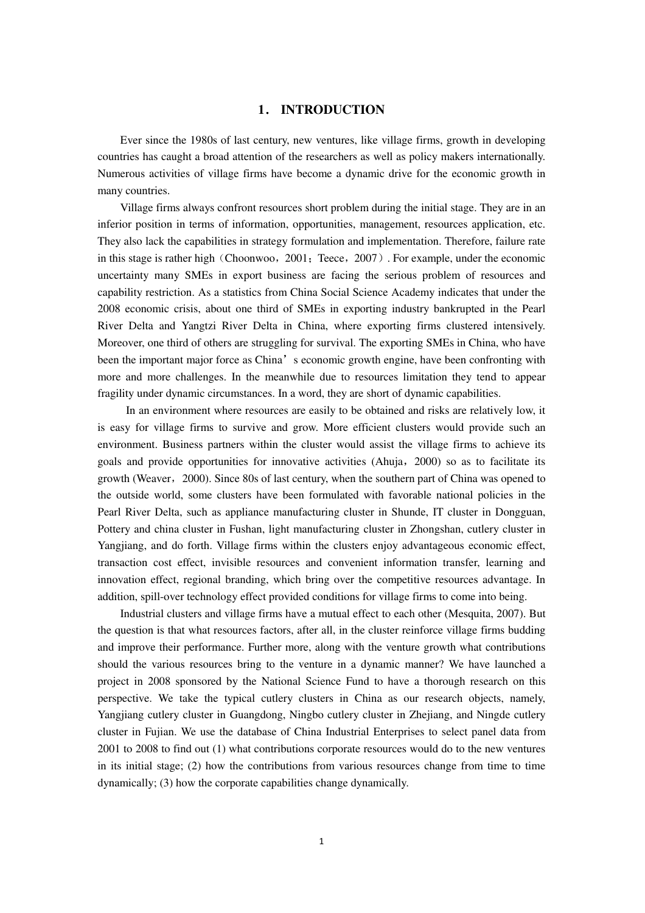# 1． INTRODUCTION

Ever since the 1980s of last century, new ventures, like village firms, growth in developing countries has caught a broad attention of the researchers as well as policy makers internationally. Numerous activities of village firms have become a dynamic drive for the economic growth in many countries.

Village firms always confront resources short problem during the initial stage. They are in an inferior position in terms of information, opportunities, management, resources application, etc. They also lack the capabilities in strategy formulation and implementation. Therefore, failure rate in this stage is rather high（Choonwoo，2001；Teece，2007）. For example, under the economic uncertainty many SMEs in export business are facing the serious problem of resources and capability restriction. As a statistics from China Social Science Academy indicates that under the 2008 economic crisis, about one third of SMEs in exporting industry bankrupted in the Pearl River Delta and Yangtzi River Delta in China, where exporting firms clustered intensively. Moreover, one third of others are struggling for survival. The exporting SMEs in China, who have been the important major force as China’s economic growth engine, have been confronting with more and more challenges. In the meanwhile due to resources limitation they tend to appear fragility under dynamic circumstances. In a word, they are short of dynamic capabilities.

In an environment where resources are easily to be obtained and risks are relatively low, it is easy for village firms to survive and grow. More efficient clusters would provide such an environment. Business partners within the cluster would assist the village firms to achieve its goals and provide opportunities for innovative activities (Ahuja，2000) so as to facilitate its growth (Weaver，2000). Since 80s of last century, when the southern part of China was opened to the outside world, some clusters have been formulated with favorable national policies in the Pearl River Delta, such as appliance manufacturing cluster in Shunde, IT cluster in Dongguan, Pottery and china cluster in Fushan, light manufacturing cluster in Zhongshan, cutlery cluster in Yangjiang, and do forth. Village firms within the clusters enjoy advantageous economic effect, transaction cost effect, invisible resources and convenient information transfer, learning and innovation effect, regional branding, which bring over the competitive resources advantage. In addition, spill-over technology effect provided conditions for village firms to come into being.

Industrial clusters and village firms have a mutual effect to each other (Mesquita, 2007). But the question is that what resources factors, after all, in the cluster reinforce village firms budding and improve their performance. Further more, along with the venture growth what contributions should the various resources bring to the venture in a dynamic manner? We have launched a project in 2008 sponsored by the National Science Fund to have a thorough research on this perspective. We take the typical cutlery clusters in China as our research objects, namely, Yangjiang cutlery cluster in Guangdong, Ningbo cutlery cluster in Zhejiang, and Ningde cutlery cluster in Fujian. We use the database of China Industrial Enterprises to select panel data from 2001 to 2008 to find out (1) what contributions corporate resources would do to the new ventures in its initial stage; (2) how the contributions from various resources change from time to time dynamically; (3) how the corporate capabilities change dynamically.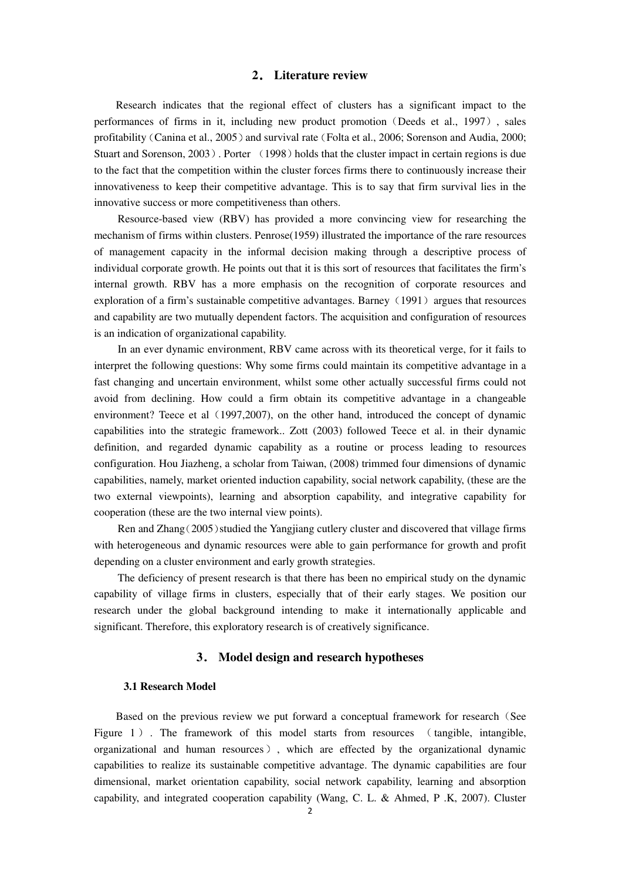## 2. Literature review

Research indicates that the regional effect of clusters has a significant impact to the performances of firms in it, including new product promotion（Deeds et al., 1997）, sales profitability（Canina et al., 2005）and survival rate（Folta et al., 2006; Sorenson and Audia, 2000; Stuart and Sorenson, 2003）. Porter （1998）holds that the cluster impact in certain regions is due to the fact that the competition within the cluster forces firms there to continuously increase their innovativeness to keep their competitive advantage. This is to say that firm survival lies in the innovative success or more competitiveness than others.

Resource-based view (RBV) has provided a more convincing view for researching the mechanism of firms within clusters. Penrose(1959) illustrated the importance of the rare resources of management capacity in the informal decision making through a descriptive process of individual corporate growth. He points out that it is this sort of resources that facilitates the firm's internal growth. RBV has a more emphasis on the recognition of corporate resources and exploration of a firm's sustainable competitive advantages. Barney（1991）argues that resources and capability are two mutually dependent factors. The acquisition and configuration of resources is an indication of organizational capability.

In an ever dynamic environment, RBV came across with its theoretical verge, for it fails to interpret the following questions: Why some firms could maintain its competitive advantage in a fast changing and uncertain environment, whilst some other actually successful firms could not avoid from declining. How could a firm obtain its competitive advantage in a changeable environment? Teece et al（1997,2007), on the other hand, introduced the concept of dynamic capabilities into the strategic framework.. Zott (2003) followed Teece et al. in their dynamic definition, and regarded dynamic capability as a routine or process leading to resources configuration. Hou Jiazheng, a scholar from Taiwan, (2008) trimmed four dimensions of dynamic capabilities, namely, market oriented induction capability, social network capability, (these are the two external viewpoints), learning and absorption capability, and integrative capability for cooperation (these are the two internal view points).

Ren and Zhang（2005）studied the Yangjiang cutlery cluster and discovered that village firms with heterogeneous and dynamic resources were able to gain performance for growth and profit depending on a cluster environment and early growth strategies.

The deficiency of present research is that there has been no empirical study on the dynamic capability of village firms in clusters, especially that of their early stages. We position our research under the global background intending to make it internationally applicable and significant. Therefore, this exploratory research is of creatively significance.

## 3. Model design and research hypotheses

### 3.1 Research Model

Based on the previous review we put forward a conceptual framework for research（See Figure 1）. The framework of this model starts from resources （tangible, intangible, organizational and human resources）, which are effected by the organizational dynamic capabilities to realize its sustainable competitive advantage. The dynamic capabilities are four dimensional, market orientation capability, social network capability, learning and absorption capability, and integrated cooperation capability (Wang, C. L. & Ahmed, P .K, 2007). Cluster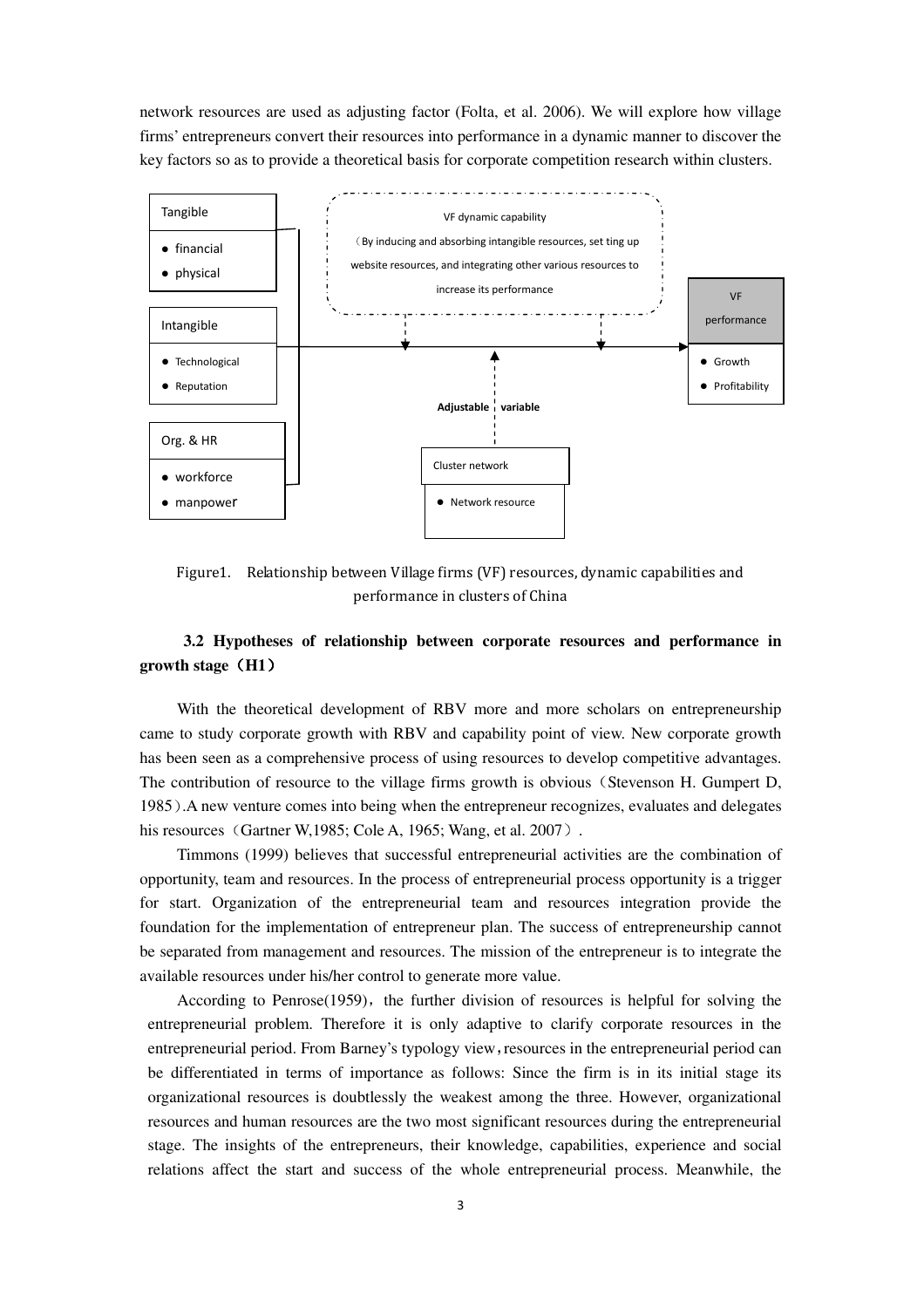network resources are used as adjusting factor (Folta, et al. 2006). We will explore how village firms' entrepreneurs convert their resources into performance in a dynamic manner to discover the key factors so as to provide a theoretical basis for corporate competition research within clusters.

Tangible
- financial
- physical

Intangible
- Technological
- Reputation

Org. & HR
- workforce
- manpower

VF dynamic capability
（By inducing and absorbing intangible resources, set ting up website resources, and integrating other various resources to increase its performance

VF performance
- Growth
- Profitability

Adjustable variable

Cluster network
- Network resource

Figure1. Relationship between Village firms (VF) resources, dynamic capabilities and performance in clusters of China

### 3.2 Hypotheses of relationship between corporate resources and performance in growth stage（H1）

With the theoretical development of RBV more and more scholars on entrepreneurship came to study corporate growth with RBV and capability point of view. New corporate growth has been seen as a comprehensive process of using resources to develop competitive advantages. The contribution of resource to the village firms growth is obvious（Stevenson H. Gumpert D, 1985）.A new venture comes into being when the entrepreneur recognizes, evaluates and delegates his resources（Gartner W,1985; Cole A, 1965; Wang, et al. 2007）.

Timmons (1999) believes that successful entrepreneurial activities are the combination of opportunity, team and resources. In the process of entrepreneurial process opportunity is a trigger for start. Organization of the entrepreneurial team and resources integration provide the foundation for the implementation of entrepreneur plan. The success of entrepreneurship cannot be separated from management and resources. The mission of the entrepreneur is to integrate the available resources under his/her control to generate more value.

According to Penrose(1959)，the further division of resources is helpful for solving the entrepreneurial problem. Therefore it is only adaptive to clarify corporate resources in the entrepreneurial period. From Barney's typology view，resources in the entrepreneurial period can be differentiated in terms of importance as follows: Since the firm is in its initial stage its organizational resources is doubtlessly the weakest among the three. However, organizational resources and human resources are the two most significant resources during the entrepreneurial stage. The insights of the entrepreneurs, their knowledge, capabilities, experience and social relations affect the start and success of the whole entrepreneurial process. Meanwhile, the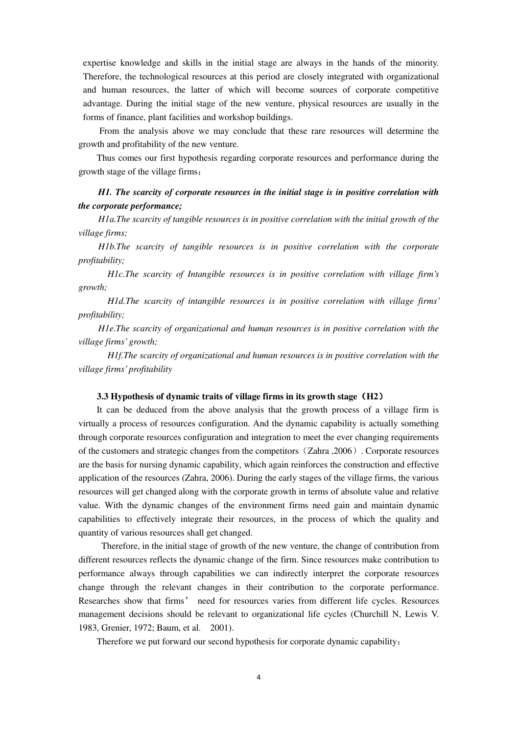expertise knowledge and skills in the initial stage are always in the hands of the minority. Therefore, the technological resources at this period are closely integrated with organizational and human resources, the latter of which will become sources of corporate competitive advantage. During the initial stage of the new venture, physical resources are usually in the forms of finance, plant facilities and workshop buildings.

From the analysis above we may conclude that these rare resources will determine the growth and profitability of the new venture.

Thus comes our first hypothesis regarding corporate resources and performance during the growth stage of the village firms：

***H1. The scarcity of corporate resources in the initial stage is in positive correlation with the corporate performance;***

*H1a.The scarcity of tangible resources is in positive correlation with the initial growth of the village firms;*

*H1b.The scarcity of tangible resources is in positive correlation with the corporate profitability;*

*H1c.The scarcity of Intangible resources is in positive correlation with village firm's growth;*

*H1d.The scarcity of intangible resources is in positive correlation with village firms' profitability;*

*H1e.The scarcity of organizational and human resources is in positive correlation with the village firms' growth;*

*H1f.The scarcity of organizational and human resources is in positive correlation with the village firms' profitability*

### 3.3 Hypothesis of dynamic traits of village firms in its growth stage（H2）

It can be deduced from the above analysis that the growth process of a village firm is virtually a process of resources configuration. And the dynamic capability is actually something through corporate resources configuration and integration to meet the ever changing requirements of the customers and strategic changes from the competitors（Zahra ,2006）. Corporate resources are the basis for nursing dynamic capability, which again reinforces the construction and effective application of the resources (Zahra, 2006). During the early stages of the village firms, the various resources will get changed along with the corporate growth in terms of absolute value and relative value. With the dynamic changes of the environment firms need gain and maintain dynamic capabilities to effectively integrate their resources, in the process of which the quality and quantity of various resources shall get changed.

Therefore, in the initial stage of growth of the new venture, the change of contribution from different resources reflects the dynamic change of the firm. Since resources make contribution to performance always through capabilities we can indirectly interpret the corporate resources change through the relevant changes in their contribution to the corporate performance. Researches show that firms' need for resources varies from different life cycles. Resources management decisions should be relevant to organizational life cycles (Churchill N, Lewis V. 1983, Grenier, 1972; Baum, et al. 2001).

Therefore we put forward our second hypothesis for corporate dynamic capability：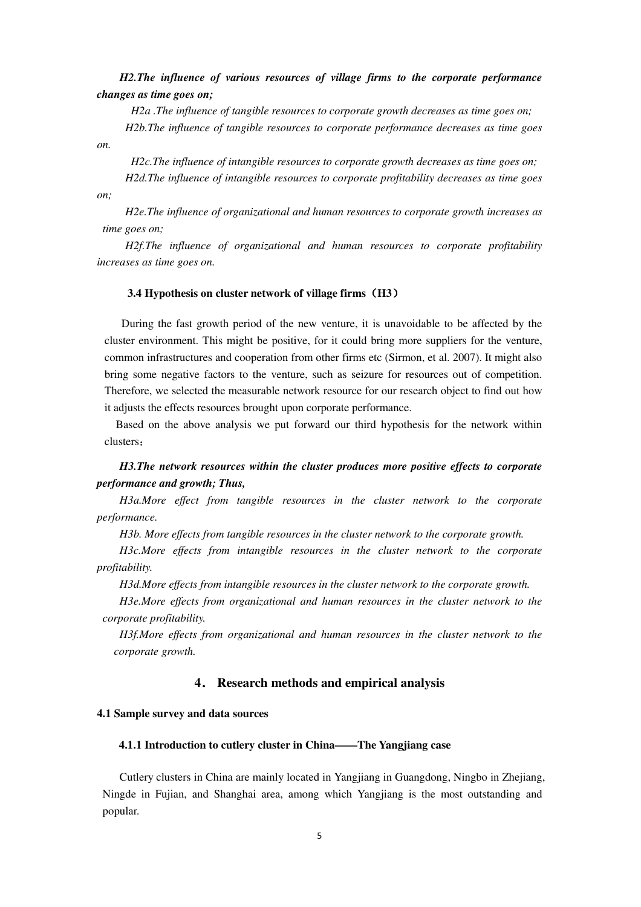***H2.The influence of various resources of village firms to the corporate performance changes as time goes on;***

*H2a .The influence of tangible resources to corporate growth decreases as time goes on;*

*H2b.The influence of tangible resources to corporate performance decreases as time goes on.*

*H2c.The influence of intangible resources to corporate growth decreases as time goes on;*

*H2d.The influence of intangible resources to corporate profitability decreases as time goes on;*

*H2e.The influence of organizational and human resources to corporate growth increases as time goes on;*

*H2f.The influence of organizational and human resources to corporate profitability increases as time goes on.*

### 3.4 Hypothesis on cluster network of village firms（H3）

During the fast growth period of the new venture, it is unavoidable to be affected by the cluster environment. This might be positive, for it could bring more suppliers for the venture, common infrastructures and cooperation from other firms etc (Sirmon, et al. 2007). It might also bring some negative factors to the venture, such as seizure for resources out of competition. Therefore, we selected the measurable network resource for our research object to find out how it adjusts the effects resources brought upon corporate performance.

Based on the above analysis we put forward our third hypothesis for the network within clusters：

***H3.The network resources within the cluster produces more positive effects to corporate performance and growth; Thus,***

*H3a.More effect from tangible resources in the cluster network to the corporate performance.*

*H3b. More effects from tangible resources in the cluster network to the corporate growth.*

*H3c.More effects from intangible resources in the cluster network to the corporate profitability.*

*H3d.More effects from intangible resources in the cluster network to the corporate growth.*

*H3e.More effects from organizational and human resources in the cluster network to the corporate profitability.*

*H3f.More effects from organizational and human resources in the cluster network to the corporate growth.*

## 4． Research methods and empirical analysis

### 4.1 Sample survey and data sources

#### 4.1.1 Introduction to cutlery cluster in China——The Yangjiang case

Cutlery clusters in China are mainly located in Yangjiang in Guangdong, Ningbo in Zhejiang, Ningde in Fujian, and Shanghai area, among which Yangjiang is the most outstanding and popular.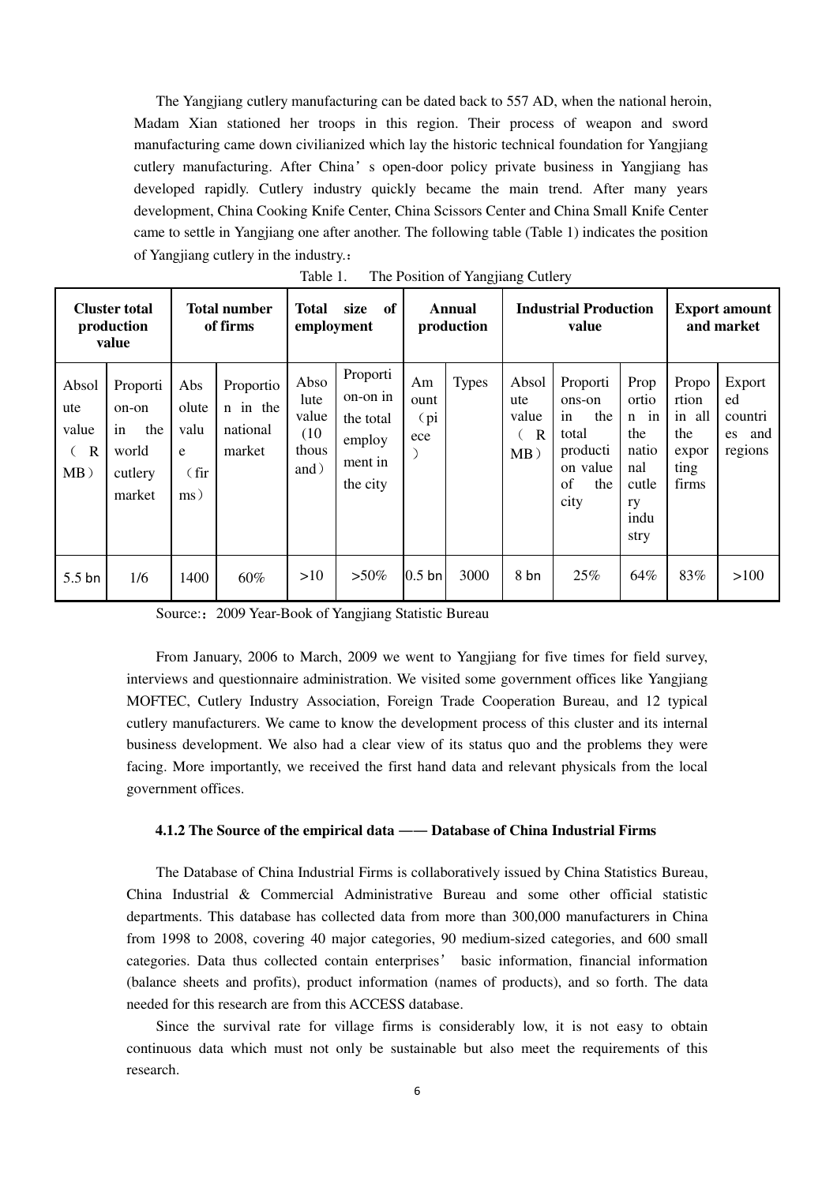The Yangjiang cutlery manufacturing can be dated back to 557 AD, when the national heroin, Madam Xian stationed her troops in this region. Their process of weapon and sword manufacturing came down civilianized which lay the historic technical foundation for Yangjiang cutlery manufacturing. After China' s open-door policy private business in Yangjiang has developed rapidly. Cutlery industry quickly became the main trend. After many years development, China Cooking Knife Center, China Scissors Center and China Small Knife Center came to settle in Yangjiang one after another. The following table (Table 1) indicates the position of Yangjiang cutlery in the industry.：

Table 1. The Position of Yangjiang Cutlery

| Cluster total production value | | Total number of firms | | Total size of employment | | Annual production | | Industrial Production value | | | Export amount and market | |
|---|---|---|---|---|---|---|---|---|---|---|---|---|
| Absolute value（RMB） | Proportion-on in the world cutlery market | Absolute value（firms） | Proportion in the national market | Absolute value (10 thousand) | Proportion-on in the total employment in the city | Amount（piece） | Types | Absolute value（RMB） | Proportions-on in the total production value of the city | Proportion in the national cutlery industry | Proportion in all the exporting firms | Exported countries and regions |
| 5.5 bn | 1/6 | 1400 | 60% | >10 | >50% | 0.5 bn | 3000 | 8 bn | 25% | 64% | 83% | >100 |

Source:：2009 Year-Book of Yangjiang Statistic Bureau

From January, 2006 to March, 2009 we went to Yangjiang for five times for field survey, interviews and questionnaire administration. We visited some government offices like Yangjiang MOFTEC, Cutlery Industry Association, Foreign Trade Cooperation Bureau, and 12 typical cutlery manufacturers. We came to know the development process of this cluster and its internal business development. We also had a clear view of its status quo and the problems they were facing. More importantly, we received the first hand data and relevant physicals from the local government offices.

### 4.1.2 The Source of the empirical data —— Database of China Industrial Firms

The Database of China Industrial Firms is collaboratively issued by China Statistics Bureau, China Industrial & Commercial Administrative Bureau and some other official statistic departments. This database has collected data from more than 300,000 manufacturers in China from 1998 to 2008, covering 40 major categories, 90 medium-sized categories, and 600 small categories. Data thus collected contain enterprises' basic information, financial information (balance sheets and profits), product information (names of products), and so forth. The data needed for this research are from this ACCESS database.

Since the survival rate for village firms is considerably low, it is not easy to obtain continuous data which must not only be sustainable but also meet the requirements of this research.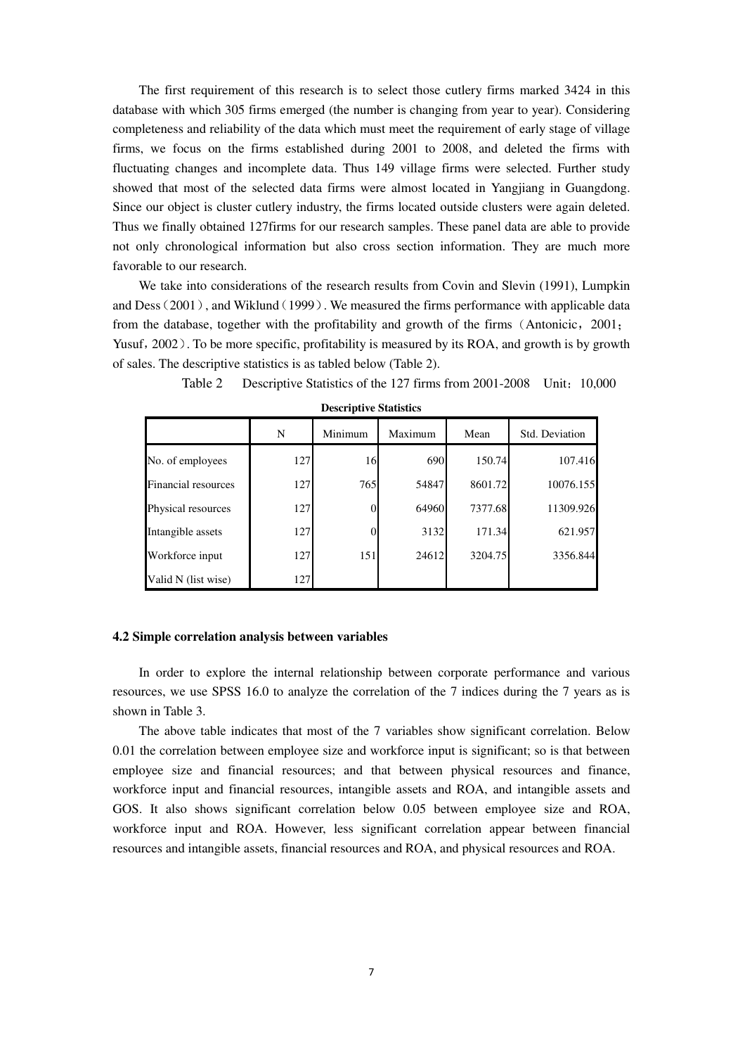The first requirement of this research is to select those cutlery firms marked 3424 in this database with which 305 firms emerged (the number is changing from year to year). Considering completeness and reliability of the data which must meet the requirement of early stage of village firms, we focus on the firms established during 2001 to 2008, and deleted the firms with fluctuating changes and incomplete data. Thus 149 village firms were selected. Further study showed that most of the selected data firms were almost located in Yangjiang in Guangdong. Since our object is cluster cutlery industry, the firms located outside clusters were again deleted. Thus we finally obtained 127firms for our research samples. These panel data are able to provide not only chronological information but also cross section information. They are much more favorable to our research.

We take into considerations of the research results from Covin and Slevin (1991), Lumpkin and Dess（2001）, and Wiklund（1999）. We measured the firms performance with applicable data from the database, together with the profitability and growth of the firms（Antonicic，2001；Yusuf，2002）. To be more specific, profitability is measured by its ROA, and growth is by growth of sales. The descriptive statistics is as tabled below (Table 2).

Table 2 Descriptive Statistics of the 127 firms from 2001-2008 Unit：10,000

**Descriptive Statistics**

| | N | Minimum | Maximum | Mean | Std. Deviation |
|---|---|---|---|---|---|
| No. of employees | 127 | 16 | 690 | 150.74 | 107.416 |
| Financial resources | 127 | 765 | 54847 | 8601.72 | 10076.155 |
| Physical resources | 127 | 0 | 64960 | 7377.68 | 11309.926 |
| Intangible assets | 127 | 0 | 3132 | 171.34 | 621.957 |
| Workforce input | 127 | 151 | 24612 | 3204.75 | 3356.844 |
| Valid N (list wise) | 127 | | | | |

**4.2 Simple correlation analysis between variables**

In order to explore the internal relationship between corporate performance and various resources, we use SPSS 16.0 to analyze the correlation of the 7 indices during the 7 years as is shown in Table 3.

The above table indicates that most of the 7 variables show significant correlation. Below 0.01 the correlation between employee size and workforce input is significant; so is that between employee size and financial resources; and that between physical resources and finance, workforce input and financial resources, intangible assets and ROA, and intangible assets and GOS. It also shows significant correlation below 0.05 between employee size and ROA, workforce input and ROA. However, less significant correlation appear between financial resources and intangible assets, financial resources and ROA, and physical resources and ROA.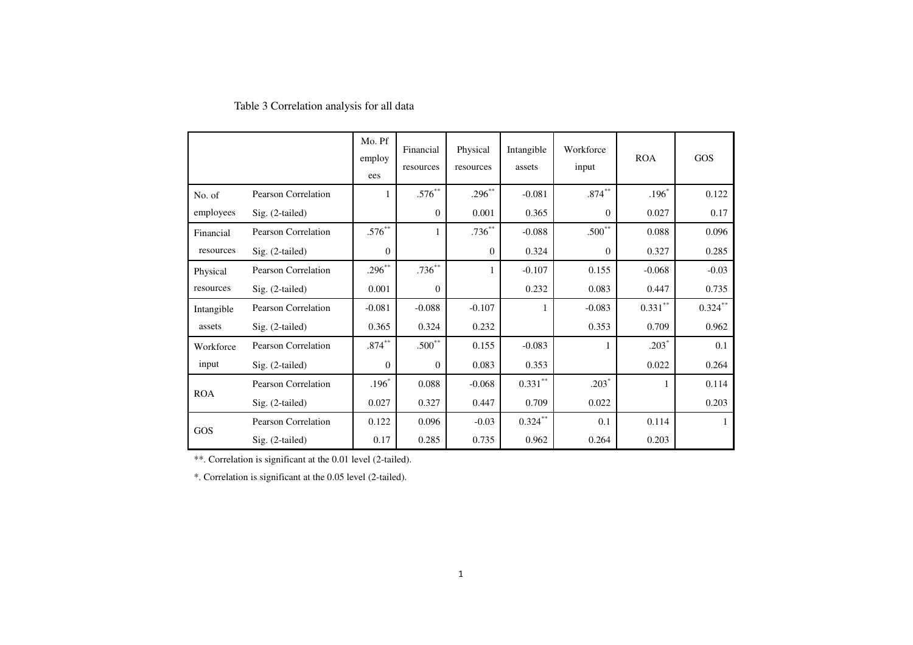Table 3 Correlation analysis for all data

| | | Mo. Pf employ ees | Financial resources | Physical resources | Intangible assets | Workforce input | ROA | GOS |
|---|---|---|---|---|---|---|---|---|
| No. of employees | Pearson Correlation | 1 | .576** | .296** | -0.081 | .874** | .196* | 0.122 |
| | Sig. (2-tailed) | | 0 | 0.001 | 0.365 | 0 | 0.027 | 0.17 |
| Financial resources | Pearson Correlation | .576** | 1 | .736** | -0.088 | .500** | 0.088 | 0.096 |
| | Sig. (2-tailed) | 0 | | 0 | 0.324 | 0 | 0.327 | 0.285 |
| Physical resources | Pearson Correlation | .296** | .736** | 1 | -0.107 | 0.155 | -0.068 | -0.03 |
| | Sig. (2-tailed) | 0.001 | 0 | | 0.232 | 0.083 | 0.447 | 0.735 |
| Intangible assets | Pearson Correlation | -0.081 | -0.088 | -0.107 | 1 | -0.083 | 0.331** | 0.324** |
| | Sig. (2-tailed) | 0.365 | 0.324 | 0.232 | | 0.353 | 0.709 | 0.962 |
| Workforce input | Pearson Correlation | .874** | .500** | 0.155 | -0.083 | 1 | .203* | 0.1 |
| | Sig. (2-tailed) | 0 | 0 | 0.083 | 0.353 | | 0.022 | 0.264 |
| ROA | Pearson Correlation | .196* | 0.088 | -0.068 | 0.331** | .203* | 1 | 0.114 |
| | Sig. (2-tailed) | 0.027 | 0.327 | 0.447 | 0.709 | 0.022 | | 0.203 |
| GOS | Pearson Correlation | 0.122 | 0.096 | -0.03 | 0.324** | 0.1 | 0.114 | 1 |
| | Sig. (2-tailed) | 0.17 | 0.285 | 0.735 | 0.962 | 0.264 | 0.203 | |

**. Correlation is significant at the 0.01 level (2-tailed).

*. Correlation is significant at the 0.05 level (2-tailed).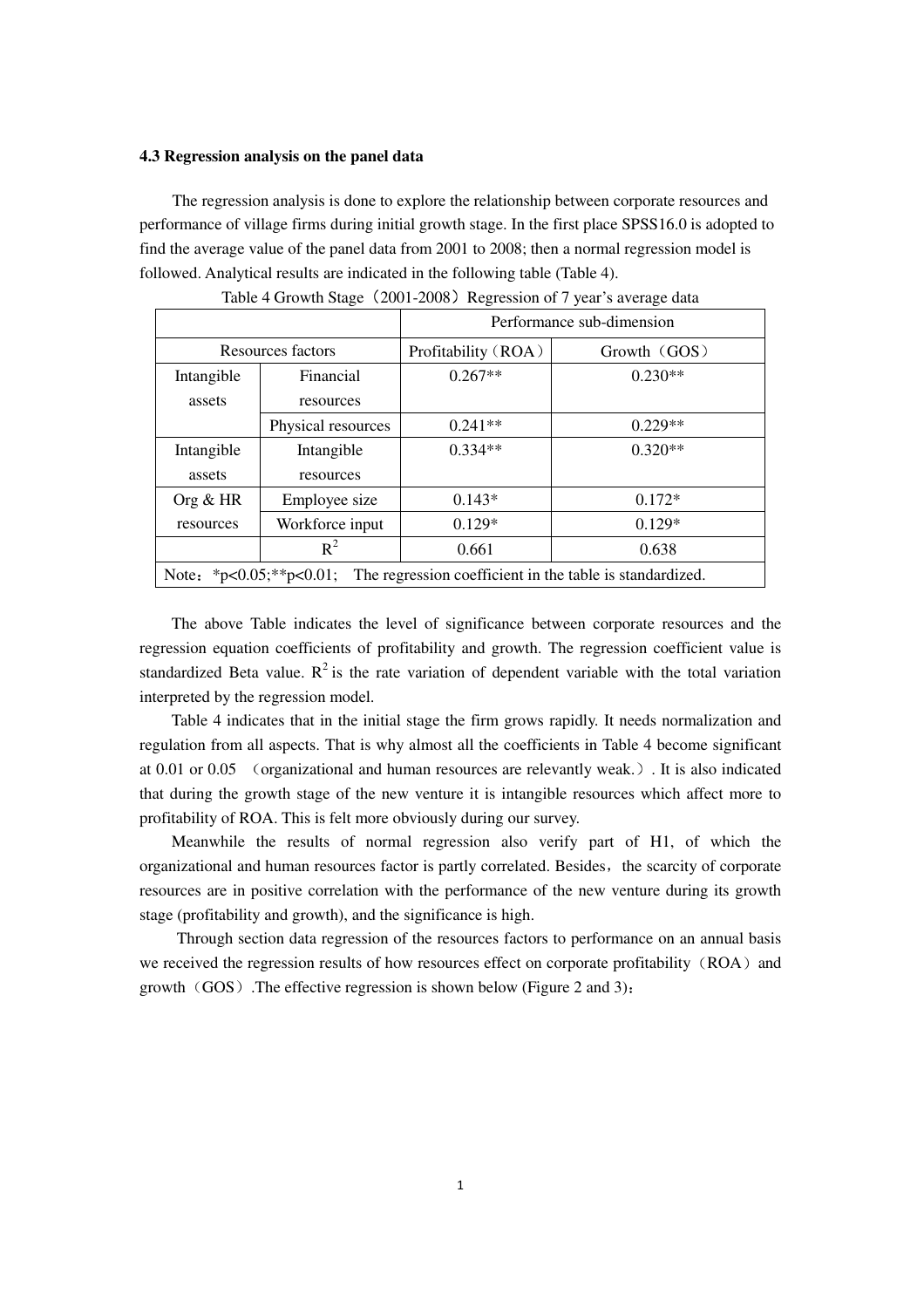### 4.3 Regression analysis on the panel data

The regression analysis is done to explore the relationship between corporate resources and performance of village firms during initial growth stage. In the first place SPSS16.0 is adopted to find the average value of the panel data from 2001 to 2008; then a normal regression model is followed. Analytical results are indicated in the following table (Table 4).

Table 4 Growth Stage（2001-2008）Regression of 7 year's average data

| | | Performance sub-dimension | |
|---|---|---|---|
| Resources factors | | Profitability（ROA） | Growth（GOS） |
| Intangible assets | Financial resources | 0.267** | 0.230** |
| | Physical resources | 0.241** | 0.229** |
| Intangible assets | Intangible resources | 0.334** | 0.320** |
| Org & HR resources | Employee size | 0.143* | 0.172* |
| | Workforce input | 0.129* | 0.129* |
| | $R^2$ | 0.661 | 0.638 |
| Note：*p<0.05;**p<0.01; The regression coefficient in the table is standardized. | | | |

The above Table indicates the level of significance between corporate resources and the regression equation coefficients of profitability and growth. The regression coefficient value is standardized Beta value. $R^2$ is the rate variation of dependent variable with the total variation interpreted by the regression model.

Table 4 indicates that in the initial stage the firm grows rapidly. It needs normalization and regulation from all aspects. That is why almost all the coefficients in Table 4 become significant at 0.01 or 0.05 （organizational and human resources are relevantly weak.）. It is also indicated that during the growth stage of the new venture it is intangible resources which affect more to profitability of ROA. This is felt more obviously during our survey.

Meanwhile the results of normal regression also verify part of H1, of which the organizational and human resources factor is partly correlated. Besides，the scarcity of corporate resources are in positive correlation with the performance of the new venture during its growth stage (profitability and growth), and the significance is high.

Through section data regression of the resources factors to performance on an annual basis we received the regression results of how resources effect on corporate profitability（ROA）and growth（GOS）.The effective regression is shown below (Figure 2 and 3)：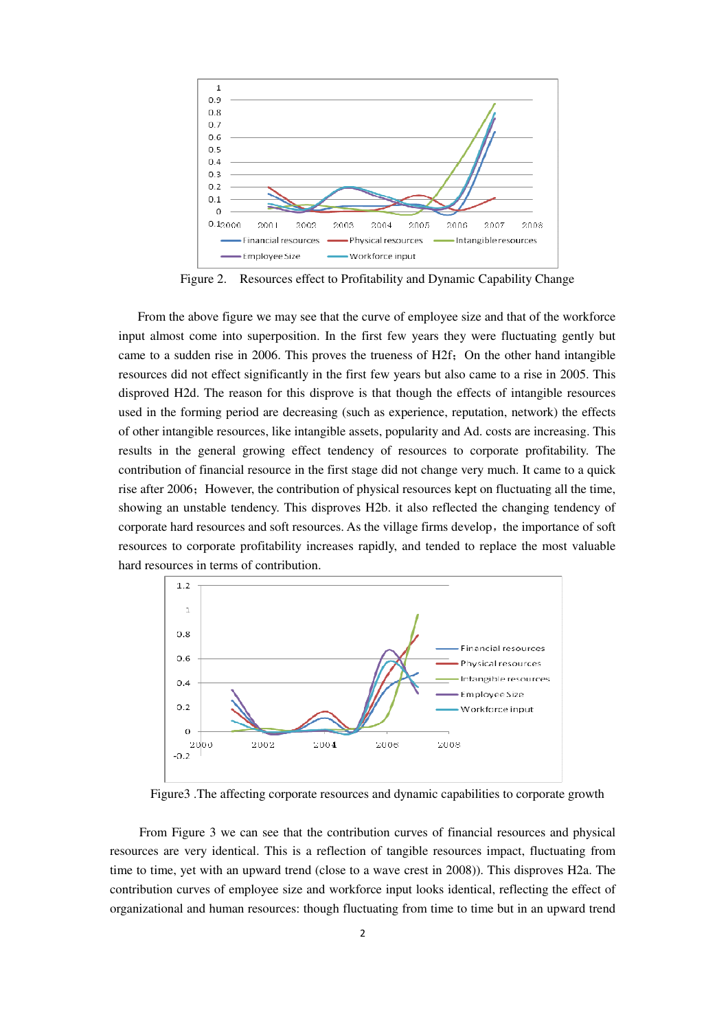Figure 2. Resources effect to Profitability and Dynamic Capability Change

From the above figure we may see that the curve of employee size and that of the workforce input almost come into superposition. In the first few years they were fluctuating gently but came to a sudden rise in 2006. This proves the trueness of H2f；On the other hand intangible resources did not effect significantly in the first few years but also came to a rise in 2005. This disproved H2d. The reason for this disprove is that though the effects of intangible resources used in the forming period are decreasing (such as experience, reputation, network) the effects of other intangible resources, like intangible assets, popularity and Ad. costs are increasing. This results in the general growing effect tendency of resources to corporate profitability. The contribution of financial resource in the first stage did not change very much. It came to a quick rise after 2006；However, the contribution of physical resources kept on fluctuating all the time, showing an unstable tendency. This disproves H2b. it also reflected the changing tendency of corporate hard resources and soft resources. As the village firms develop，the importance of soft resources to corporate profitability increases rapidly, and tended to replace the most valuable hard resources in terms of contribution.

Figure3 .The affecting corporate resources and dynamic capabilities to corporate growth

From Figure 3 we can see that the contribution curves of financial resources and physical resources are very identical. This is a reflection of tangible resources impact, fluctuating from time to time, yet with an upward trend (close to a wave crest in 2008)). This disproves H2a. The contribution curves of employee size and workforce input looks identical, reflecting the effect of organizational and human resources: though fluctuating from time to time but in an upward trend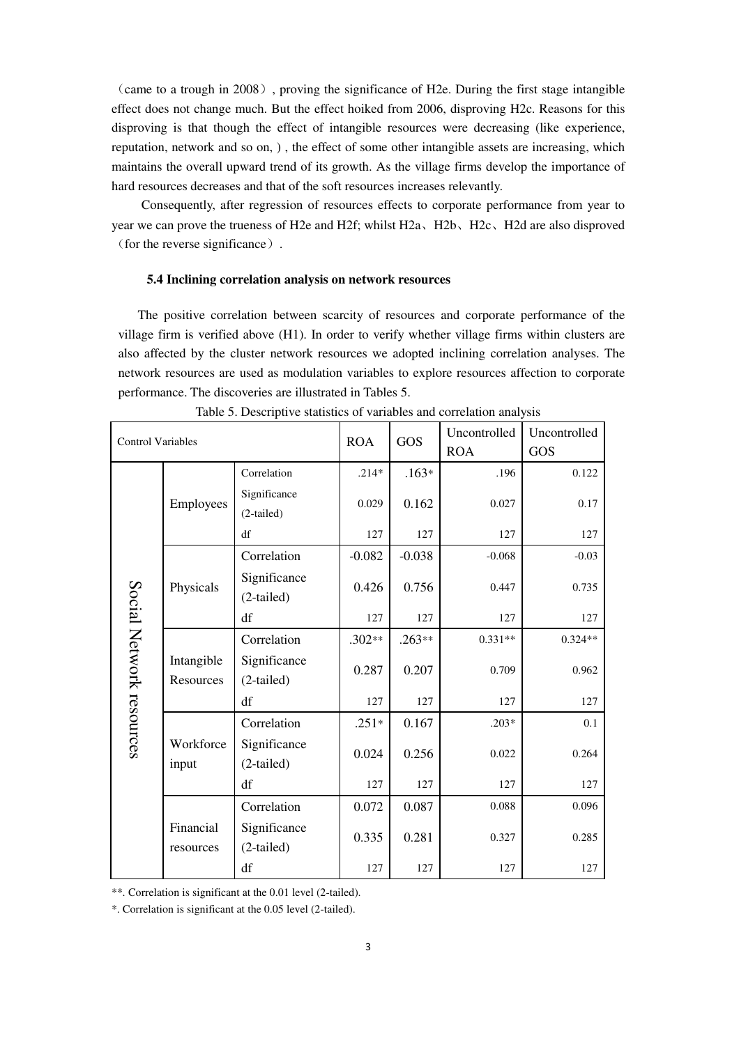（came to a trough in 2008）, proving the significance of H2e. During the first stage intangible effect does not change much. But the effect hoiked from 2006, disproving H2c. Reasons for this disproving is that though the effect of intangible resources were decreasing (like experience, reputation, network and so on, ) , the effect of some other intangible assets are increasing, which maintains the overall upward trend of its growth. As the village firms develop the importance of hard resources decreases and that of the soft resources increases relevantly.

Consequently, after regression of resources effects to corporate performance from year to year we can prove the trueness of H2e and H2f; whilst H2a、H2b、H2c、H2d are also disproved（for the reverse significance）.

### 5.4 Inclining correlation analysis on network resources

The positive correlation between scarcity of resources and corporate performance of the village firm is verified above (H1). In order to verify whether village firms within clusters are also affected by the cluster network resources we adopted inclining correlation analyses. The network resources are used as modulation variables to explore resources affection to corporate performance. The discoveries are illustrated in Tables 5.

Table 5. Descriptive statistics of variables and correlation analysis

| Control Variables | | | ROA | GOS | Uncontrolled ROA | Uncontrolled GOS |
|---|---|---|---|---|---|---|
| Social Network resources | Employees | Correlation | .214* | .163* | .196 | 0.122 |
| | | Significance (2-tailed) | 0.029 | 0.162 | 0.027 | 0.17 |
| | | df | 127 | 127 | 127 | 127 |
| | Physicals | Correlation | -0.082 | -0.038 | -0.068 | -0.03 |
| | | Significance (2-tailed) | 0.426 | 0.756 | 0.447 | 0.735 |
| | | df | 127 | 127 | 127 | 127 |
| | Intangible Resources | Correlation | .302** | .263** | 0.331** | 0.324** |
| | | Significance (2-tailed) | 0.287 | 0.207 | 0.709 | 0.962 |
| | | df | 127 | 127 | 127 | 127 |
| | Workforce input | Correlation | .251* | 0.167 | .203* | 0.1 |
| | | Significance (2-tailed) | 0.024 | 0.256 | 0.022 | 0.264 |
| | | df | 127 | 127 | 127 | 127 |
| | Financial resources | Correlation | 0.072 | 0.087 | 0.088 | 0.096 |
| | | Significance (2-tailed) | 0.335 | 0.281 | 0.327 | 0.285 |
| | | df | 127 | 127 | 127 | 127 |

**. Correlation is significant at the 0.01 level (2-tailed).

*. Correlation is significant at the 0.05 level (2-tailed).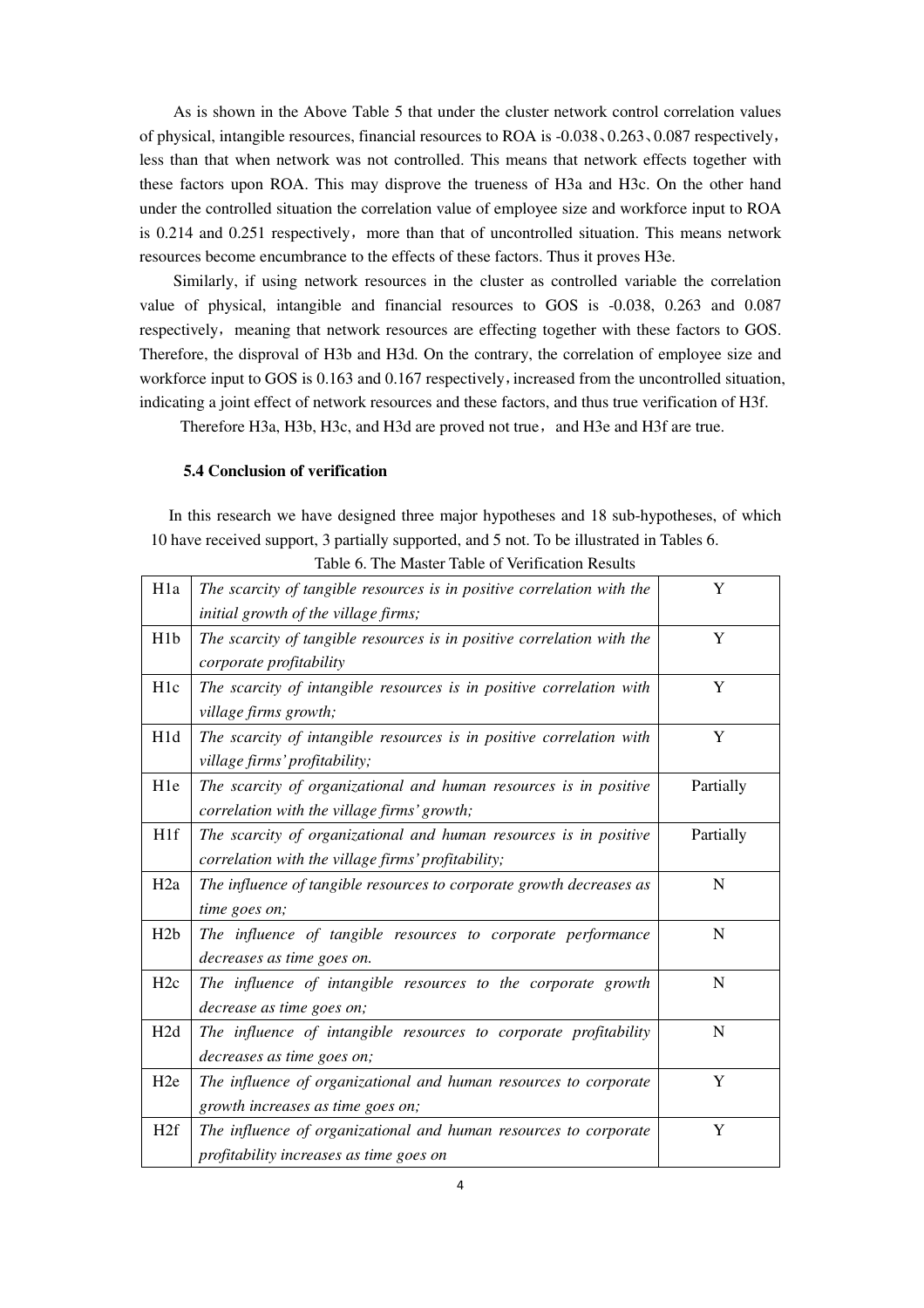As is shown in the Above Table 5 that under the cluster network control correlation values of physical, intangible resources, financial resources to ROA is -0.038、0.263、0.087 respectively，less than that when network was not controlled. This means that network effects together with these factors upon ROA. This may disprove the trueness of H3a and H3c. On the other hand under the controlled situation the correlation value of employee size and workforce input to ROA is 0.214 and 0.251 respectively，more than that of uncontrolled situation. This means network resources become encumbrance to the effects of these factors. Thus it proves H3e.

Similarly, if using network resources in the cluster as controlled variable the correlation value of physical, intangible and financial resources to GOS is -0.038, 0.263 and 0.087 respectively，meaning that network resources are effecting together with these factors to GOS. Therefore, the disproval of H3b and H3d. On the contrary, the correlation of employee size and workforce input to GOS is 0.163 and 0.167 respectively，increased from the uncontrolled situation, indicating a joint effect of network resources and these factors, and thus true verification of H3f.

Therefore H3a, H3b, H3c, and H3d are proved not true，and H3e and H3f are true.

### 5.4 Conclusion of verification

In this research we have designed three major hypotheses and 18 sub-hypotheses, of which 10 have received support, 3 partially supported, and 5 not. To be illustrated in Tables 6.

Table 6. The Master Table of Verification Results

| | | |
|---|---|---|
| H1a | *The scarcity of tangible resources is in positive correlation with the initial growth of the village firms;* | Y |
| H1b | *The scarcity of tangible resources is in positive correlation with the corporate profitability* | Y |
| H1c | *The scarcity of intangible resources is in positive correlation with village firms growth;* | Y |
| H1d | *The scarcity of intangible resources is in positive correlation with village firms' profitability;* | Y |
| H1e | *The scarcity of organizational and human resources is in positive correlation with the village firms' growth;* | Partially |
| H1f | *The scarcity of organizational and human resources is in positive correlation with the village firms' profitability;* | Partially |
| H2a | *The influence of tangible resources to corporate growth decreases as time goes on;* | N |
| H2b | *The influence of tangible resources to corporate performance decreases as time goes on.* | N |
| H2c | *The influence of intangible resources to the corporate growth decrease as time goes on;* | N |
| H2d | *The influence of intangible resources to corporate profitability decreases as time goes on;* | N |
| H2e | *The influence of organizational and human resources to corporate growth increases as time goes on;* | Y |
| H2f | *The influence of organizational and human resources to corporate profitability increases as time goes on* | Y |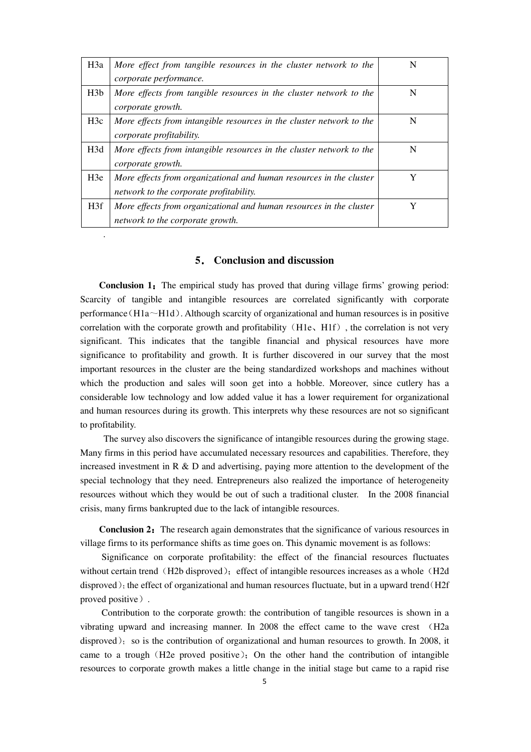| H3a | *More effect from tangible resources in the cluster network to the corporate performance.* | N |
|---|---|---|
| H3b | *More effects from tangible resources in the cluster network to the corporate growth.* | N |
| H3c | *More effects from intangible resources in the cluster network to the corporate profitability.* | N |
| H3d | *More effects from intangible resources in the cluster network to the corporate growth.* | N |
| H3e | *More effects from organizational and human resources in the cluster network to the corporate profitability.* | Y |
| H3f | *More effects from organizational and human resources in the cluster network to the corporate growth.* | Y |

.

## 5. Conclusion and discussion

**Conclusion 1：**The empirical study has proved that during village firms' growing period: Scarcity of tangible and intangible resources are correlated significantly with corporate performance（H1a～H1d）. Although scarcity of organizational and human resources is in positive correlation with the corporate growth and profitability（H1e、H1f）, the correlation is not very significant. This indicates that the tangible financial and physical resources have more significance to profitability and growth. It is further discovered in our survey that the most important resources in the cluster are the being standardized workshops and machines without which the production and sales will soon get into a hobble. Moreover, since cutlery has a considerable low technology and low added value it has a lower requirement for organizational and human resources during its growth. This interprets why these resources are not so significant to profitability.

The survey also discovers the significance of intangible resources during the growing stage. Many firms in this period have accumulated necessary resources and capabilities. Therefore, they increased investment in R & D and advertising, paying more attention to the development of the special technology that they need. Entrepreneurs also realized the importance of heterogeneity resources without which they would be out of such a traditional cluster. In the 2008 financial crisis, many firms bankrupted due to the lack of intangible resources.

**Conclusion 2：**The research again demonstrates that the significance of various resources in village firms to its performance shifts as time goes on. This dynamic movement is as follows:

Significance on corporate profitability: the effect of the financial resources fluctuates without certain trend（H2b disproved）；effect of intangible resources increases as a whole（H2d disproved）；the effect of organizational and human resources fluctuate, but in a upward trend（H2f proved positive）.

Contribution to the corporate growth: the contribution of tangible resources is shown in a vibrating upward and increasing manner. In 2008 the effect came to the wave crest （H2a disproved）；so is the contribution of organizational and human resources to growth. In 2008, it came to a trough（H2e proved positive）；On the other hand the contribution of intangible resources to corporate growth makes a little change in the initial stage but came to a rapid rise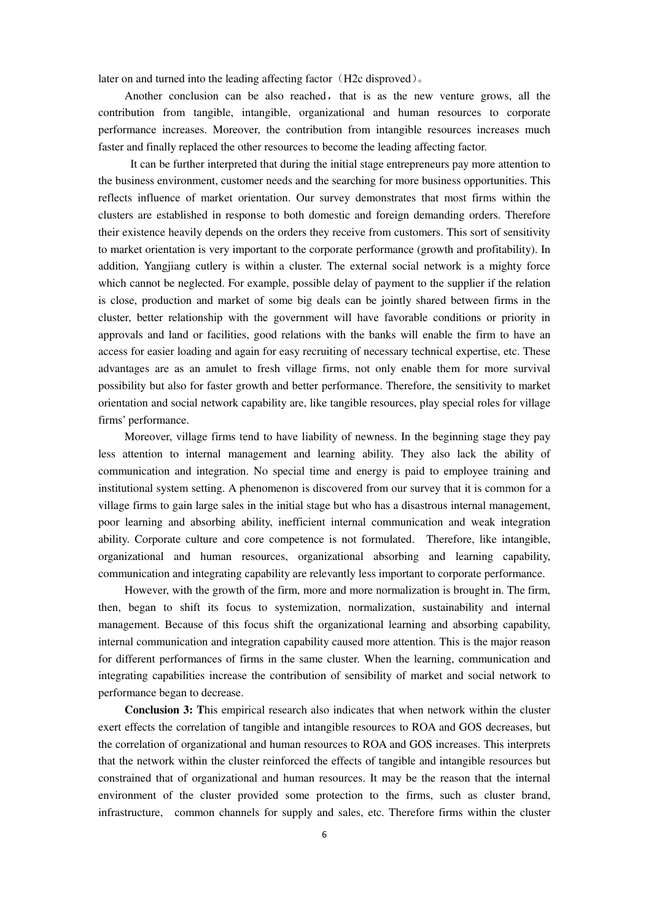later on and turned into the leading affecting factor（H2c disproved）。

Another conclusion can be also reached，that is as the new venture grows, all the contribution from tangible, intangible, organizational and human resources to corporate performance increases. Moreover, the contribution from intangible resources increases much faster and finally replaced the other resources to become the leading affecting factor.

It can be further interpreted that during the initial stage entrepreneurs pay more attention to the business environment, customer needs and the searching for more business opportunities. This reflects influence of market orientation. Our survey demonstrates that most firms within the clusters are established in response to both domestic and foreign demanding orders. Therefore their existence heavily depends on the orders they receive from customers. This sort of sensitivity to market orientation is very important to the corporate performance (growth and profitability). In addition, Yangjiang cutlery is within a cluster. The external social network is a mighty force which cannot be neglected. For example, possible delay of payment to the supplier if the relation is close, production and market of some big deals can be jointly shared between firms in the cluster, better relationship with the government will have favorable conditions or priority in approvals and land or facilities, good relations with the banks will enable the firm to have an access for easier loading and again for easy recruiting of necessary technical expertise, etc. These advantages are as an amulet to fresh village firms, not only enable them for more survival possibility but also for faster growth and better performance. Therefore, the sensitivity to market orientation and social network capability are, like tangible resources, play special roles for village firms' performance.

Moreover, village firms tend to have liability of newness. In the beginning stage they pay less attention to internal management and learning ability. They also lack the ability of communication and integration. No special time and energy is paid to employee training and institutional system setting. A phenomenon is discovered from our survey that it is common for a village firms to gain large sales in the initial stage but who has a disastrous internal management, poor learning and absorbing ability, inefficient internal communication and weak integration ability. Corporate culture and core competence is not formulated. Therefore, like intangible, organizational and human resources, organizational absorbing and learning capability, communication and integrating capability are relevantly less important to corporate performance.

However, with the growth of the firm, more and more normalization is brought in. The firm, then, began to shift its focus to systemization, normalization, sustainability and internal management. Because of this focus shift the organizational learning and absorbing capability, internal communication and integration capability caused more attention. This is the major reason for different performances of firms in the same cluster. When the learning, communication and integrating capabilities increase the contribution of sensibility of market and social network to performance began to decrease.

**Conclusion 3: T**his empirical research also indicates that when network within the cluster exert effects the correlation of tangible and intangible resources to ROA and GOS decreases, but the correlation of organizational and human resources to ROA and GOS increases. This interprets that the network within the cluster reinforced the effects of tangible and intangible resources but constrained that of organizational and human resources. It may be the reason that the internal environment of the cluster provided some protection to the firms, such as cluster brand, infrastructure, common channels for supply and sales, etc. Therefore firms within the cluster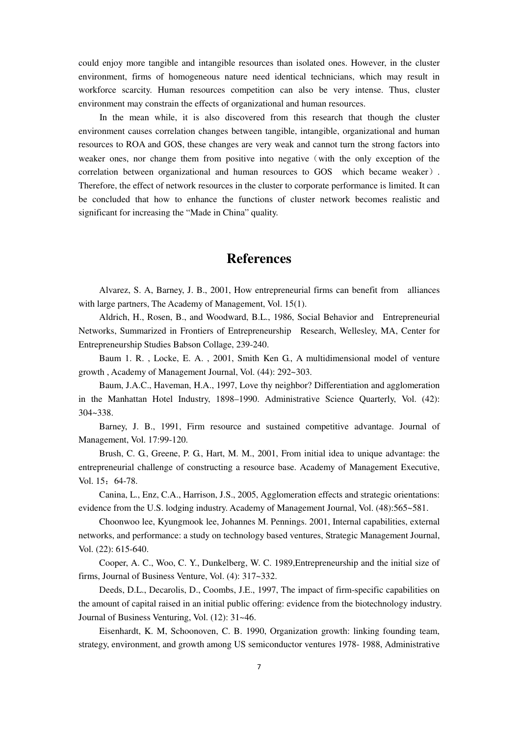could enjoy more tangible and intangible resources than isolated ones. However, in the cluster environment, firms of homogeneous nature need identical technicians, which may result in workforce scarcity. Human resources competition can also be very intense. Thus, cluster environment may constrain the effects of organizational and human resources.

In the mean while, it is also discovered from this research that though the cluster environment causes correlation changes between tangible, intangible, organizational and human resources to ROA and GOS, these changes are very weak and cannot turn the strong factors into weaker ones, nor change them from positive into negative（with the only exception of the correlation between organizational and human resources to GOS which became weaker）. Therefore, the effect of network resources in the cluster to corporate performance is limited. It can be concluded that how to enhance the functions of cluster network becomes realistic and significant for increasing the "Made in China" quality.

# References

Alvarez, S. A, Barney, J. B., 2001, How entrepreneurial firms can benefit from alliances with large partners, The Academy of Management, Vol. 15(1).

Aldrich, H., Rosen, B., and Woodward, B.L., 1986, Social Behavior and Entrepreneurial Networks, Summarized in Frontiers of Entrepreneurship Research, Wellesley, MA, Center for Entrepreneurship Studies Babson Collage, 239-240.

Baum 1. R. , Locke, E. A. , 2001, Smith Ken G., A multidimensional model of venture growth , Academy of Management Journal, Vol. (44): 292~303.

Baum, J.A.C., Haveman, H.A., 1997, Love thy neighbor? Differentiation and agglomeration in the Manhattan Hotel Industry, 1898–1990. Administrative Science Quarterly, Vol. (42): 304~338.

Barney, J. B., 1991, Firm resource and sustained competitive advantage. Journal of Management, Vol. 17:99-120.

Brush, C. G., Greene, P. G., Hart, M. M., 2001, From initial idea to unique advantage: the entrepreneurial challenge of constructing a resource base. Academy of Management Executive, Vol. 15：64-78.

Canina, L., Enz, C.A., Harrison, J.S., 2005, Agglomeration effects and strategic orientations: evidence from the U.S. lodging industry. Academy of Management Journal, Vol. (48):565~581.

Choonwoo lee, Kyungmook lee, Johannes M. Pennings. 2001, Internal capabilities, external networks, and performance: a study on technology based ventures, Strategic Management Journal, Vol. (22): 615-640.

Cooper, A. C., Woo, C. Y., Dunkelberg, W. C. 1989,Entrepreneurship and the initial size of firms, Journal of Business Venture, Vol. (4): 317~332.

Deeds, D.L., Decarolis, D., Coombs, J.E., 1997, The impact of firm-specific capabilities on the amount of capital raised in an initial public offering: evidence from the biotechnology industry. Journal of Business Venturing, Vol. (12): 31~46.

Eisenhardt, K. M, Schoonoven, C. B. 1990, Organization growth: linking founding team, strategy, environment, and growth among US semiconductor ventures 1978- 1988, Administrative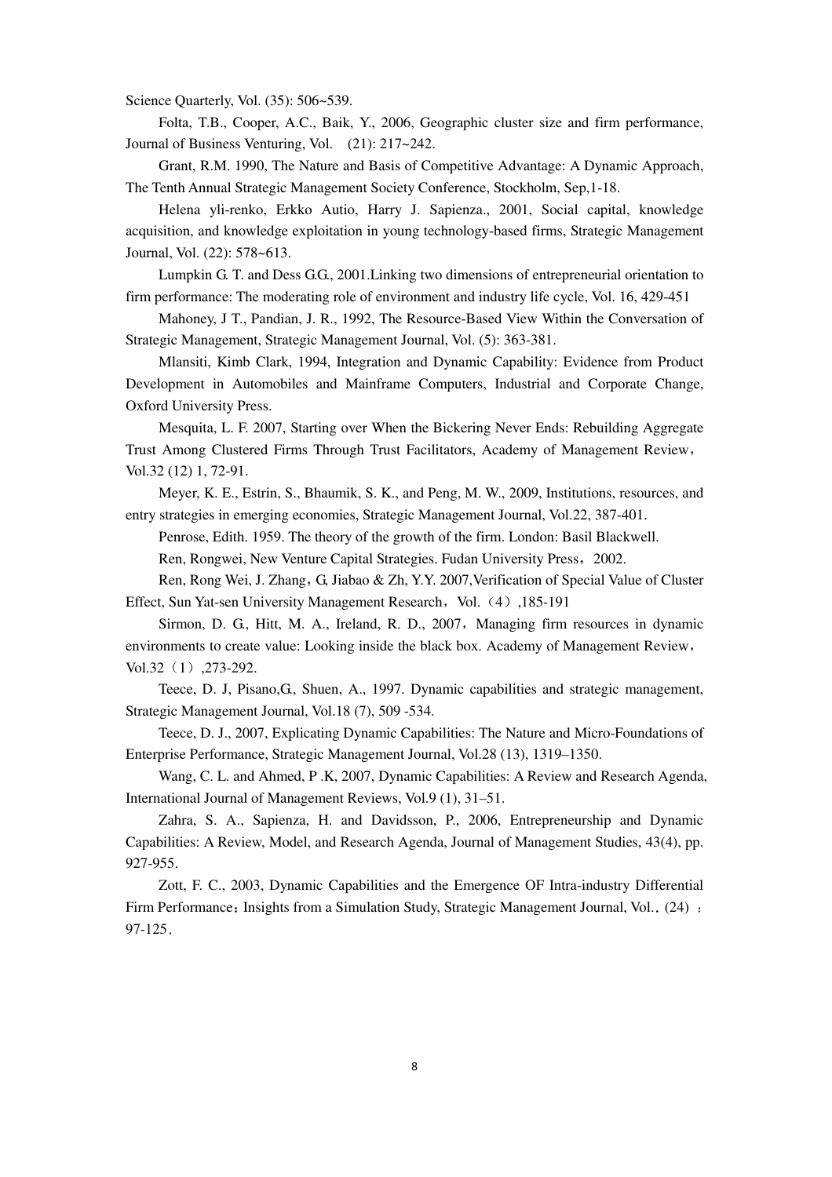Science Quarterly, Vol. (35): 506~539.

Folta, T.B., Cooper, A.C., Baik, Y., 2006, Geographic cluster size and firm performance, Journal of Business Venturing, Vol. (21): 217~242.

Grant, R.M. 1990, The Nature and Basis of Competitive Advantage: A Dynamic Approach, The Tenth Annual Strategic Management Society Conference, Stockholm, Sep,1-18.

Helena yli-renko, Erkko Autio, Harry J. Sapienza., 2001, Social capital, knowledge acquisition, and knowledge exploitation in young technology-based firms, Strategic Management Journal, Vol. (22): 578~613.

Lumpkin G. T. and Dess G.G., 2001.Linking two dimensions of entrepreneurial orientation to firm performance: The moderating role of environment and industry life cycle, Vol. 16, 429-451

Mahoney, J T., Pandian, J. R., 1992, The Resource-Based View Within the Conversation of Strategic Management, Strategic Management Journal, Vol. (5): 363-381.

Mlansiti, Kimb Clark, 1994, Integration and Dynamic Capability: Evidence from Product Development in Automobiles and Mainframe Computers, Industrial and Corporate Change, Oxford University Press.

Mesquita, L. F. 2007, Starting over When the Bickering Never Ends: Rebuilding Aggregate Trust Among Clustered Firms Through Trust Facilitators, Academy of Management Review，Vol.32 (12) 1, 72-91.

Meyer, K. E., Estrin, S., Bhaumik, S. K., and Peng, M. W., 2009, Institutions, resources, and entry strategies in emerging economies, Strategic Management Journal, Vol.22, 387-401.

Penrose, Edith. 1959. The theory of the growth of the firm. London: Basil Blackwell.

Ren, Rongwei, New Venture Capital Strategies. Fudan University Press，2002.

Ren, Rong Wei, J. Zhang，G, Jiabao & Zh, Y.Y. 2007,Verification of Special Value of Cluster Effect, Sun Yat-sen University Management Research，Vol.（4）,185-191

Sirmon, D. G., Hitt, M. A., Ireland, R. D., 2007，Managing firm resources in dynamic environments to create value: Looking inside the black box. Academy of Management Review，Vol.32（1）,273-292.

Teece, D. J, Pisano,G., Shuen, A., 1997. Dynamic capabilities and strategic management, Strategic Management Journal, Vol.18 (7), 509 -534.

Teece, D. J., 2007, Explicating Dynamic Capabilities: The Nature and Micro-Foundations of Enterprise Performance, Strategic Management Journal, Vol.28 (13), 1319–1350.

Wang, C. L. and Ahmed, P .K, 2007, Dynamic Capabilities: A Review and Research Agenda, International Journal of Management Reviews, Vol.9 (1), 31–51.

Zahra, S. A., Sapienza, H. and Davidsson, P., 2006, Entrepreneurship and Dynamic Capabilities: A Review, Model, and Research Agenda, Journal of Management Studies, 43(4), pp. 927-955.

Zott, F. C., 2003, Dynamic Capabilities and the Emergence OF Intra-industry Differential Firm Performance：Insights from a Simulation Study, Strategic Management Journal, Vol.，(24) ：97-125．